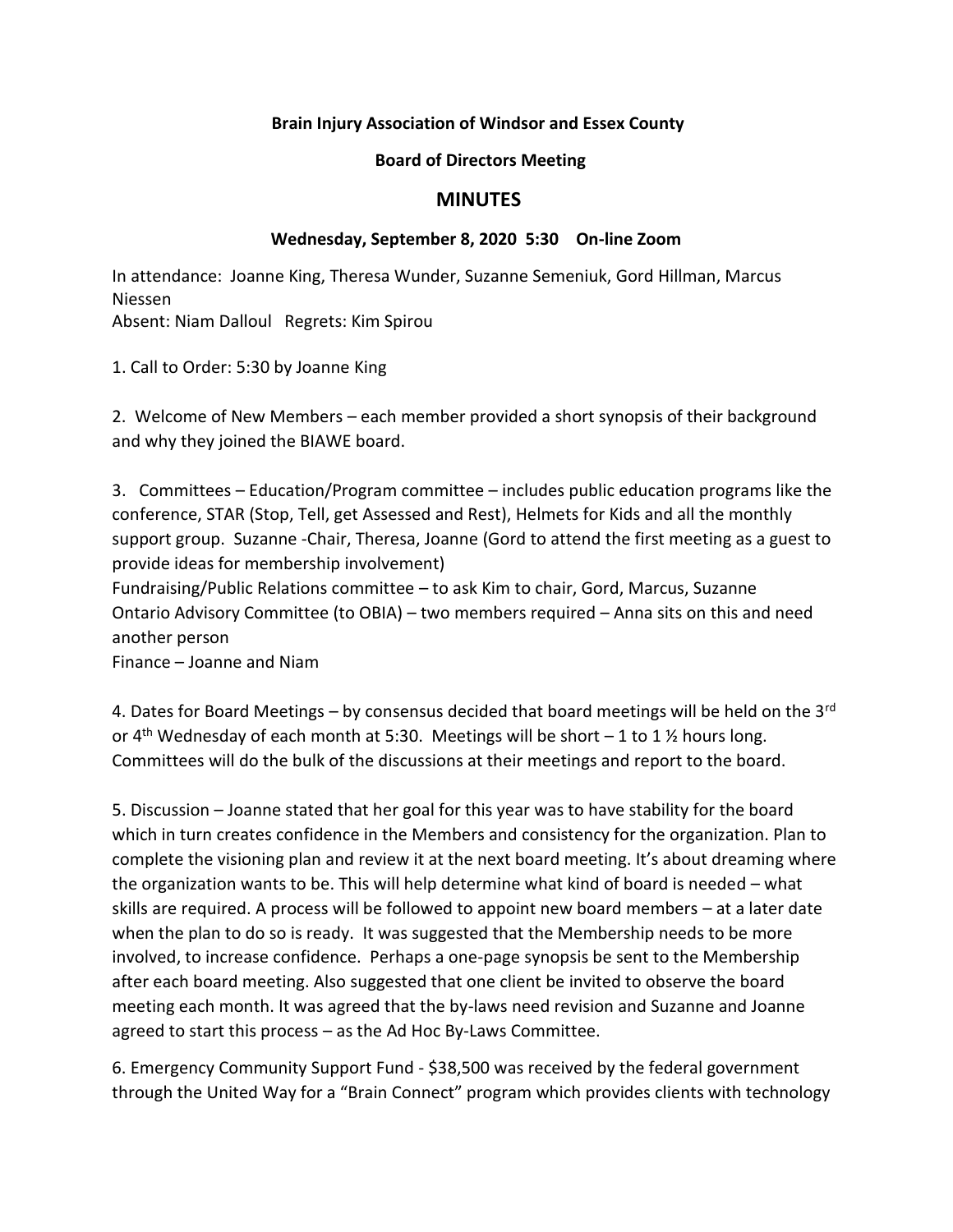**Brain Injury Association of Windsor and Essex County**

**Board of Directors Meeting**

## MINUTES

**Wednesday, September 8, 2020 5:30 On-line Zoom**

In attendance: Joanne King, Theresa Wunder, Suzanne Semeniuk, Gord Hillman, Marcus Niessen
Absent: Niam Dalloul Regrets: Kim Spirou

1. Call to Order: 5:30 by Joanne King

2. Welcome of New Members – each member provided a short synopsis of their background and why they joined the BIAWE board.

3. Committees – Education/Program committee – includes public education programs like the conference, STAR (Stop, Tell, get Assessed and Rest), Helmets for Kids and all the monthly support group. Suzanne -Chair, Theresa, Joanne (Gord to attend the first meeting as a guest to provide ideas for membership involvement)
Fundraising/Public Relations committee – to ask Kim to chair, Gord, Marcus, Suzanne
Ontario Advisory Committee (to OBIA) – two members required – Anna sits on this and need another person
Finance – Joanne and Niam

4. Dates for Board Meetings – by consensus decided that board meetings will be held on the 3rd or 4th Wednesday of each month at 5:30. Meetings will be short – 1 to 1 ½ hours long. Committees will do the bulk of the discussions at their meetings and report to the board.

5. Discussion – Joanne stated that her goal for this year was to have stability for the board which in turn creates confidence in the Members and consistency for the organization. Plan to complete the visioning plan and review it at the next board meeting. It's about dreaming where the organization wants to be. This will help determine what kind of board is needed – what skills are required. A process will be followed to appoint new board members – at a later date when the plan to do so is ready. It was suggested that the Membership needs to be more involved, to increase confidence. Perhaps a one-page synopsis be sent to the Membership after each board meeting. Also suggested that one client be invited to observe the board meeting each month. It was agreed that the by-laws need revision and Suzanne and Joanne agreed to start this process – as the Ad Hoc By-Laws Committee.

6. Emergency Community Support Fund - $38,500 was received by the federal government through the United Way for a "Brain Connect" program which provides clients with technology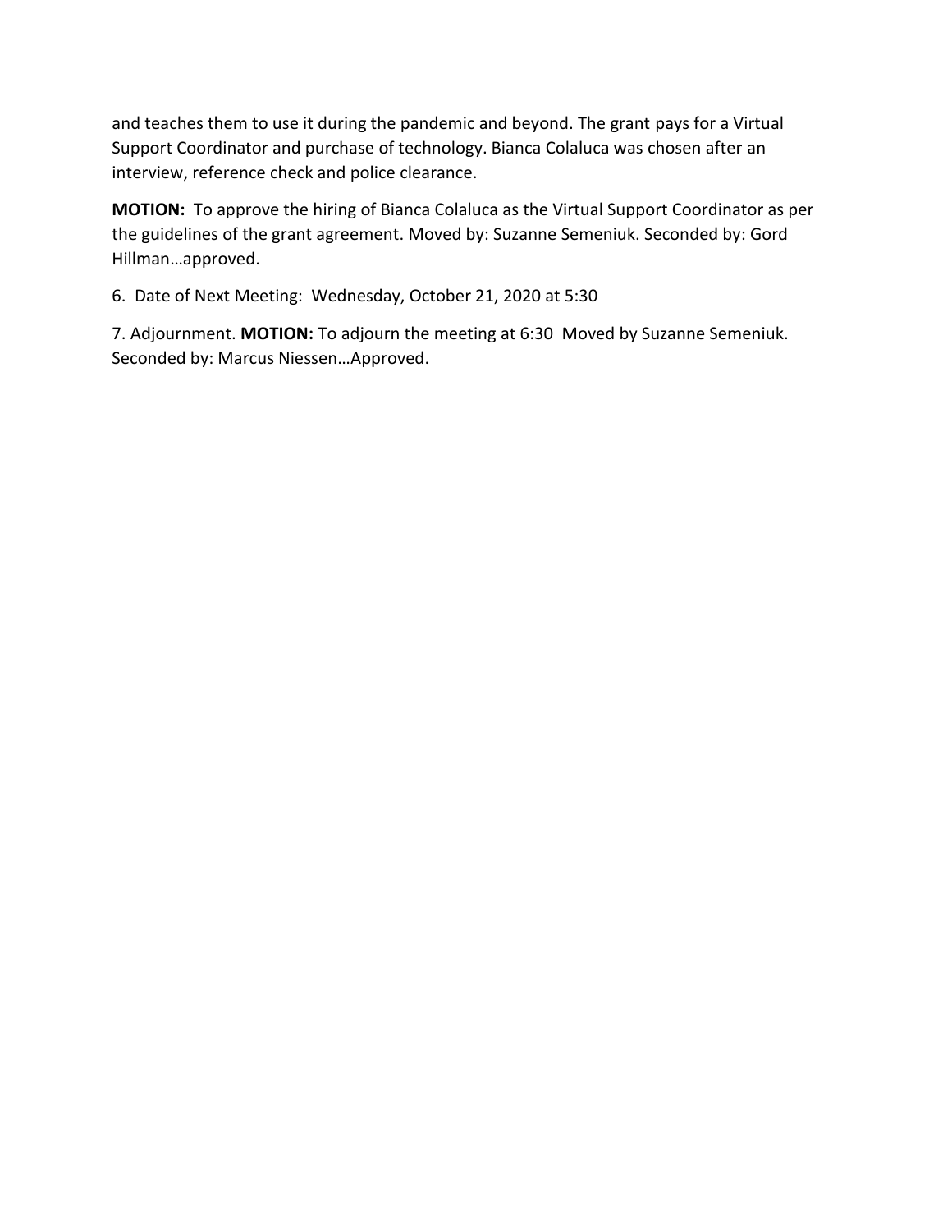and teaches them to use it during the pandemic and beyond. The grant pays for a Virtual Support Coordinator and purchase of technology. Bianca Colaluca was chosen after an interview, reference check and police clearance.

**MOTION:** To approve the hiring of Bianca Colaluca as the Virtual Support Coordinator as per the guidelines of the grant agreement. Moved by: Suzanne Semeniuk. Seconded by: Gord Hillman…approved.

6. Date of Next Meeting: Wednesday, October 21, 2020 at 5:30

7. Adjournment. **MOTION:** To adjourn the meeting at 6:30 Moved by Suzanne Semeniuk. Seconded by: Marcus Niessen…Approved.